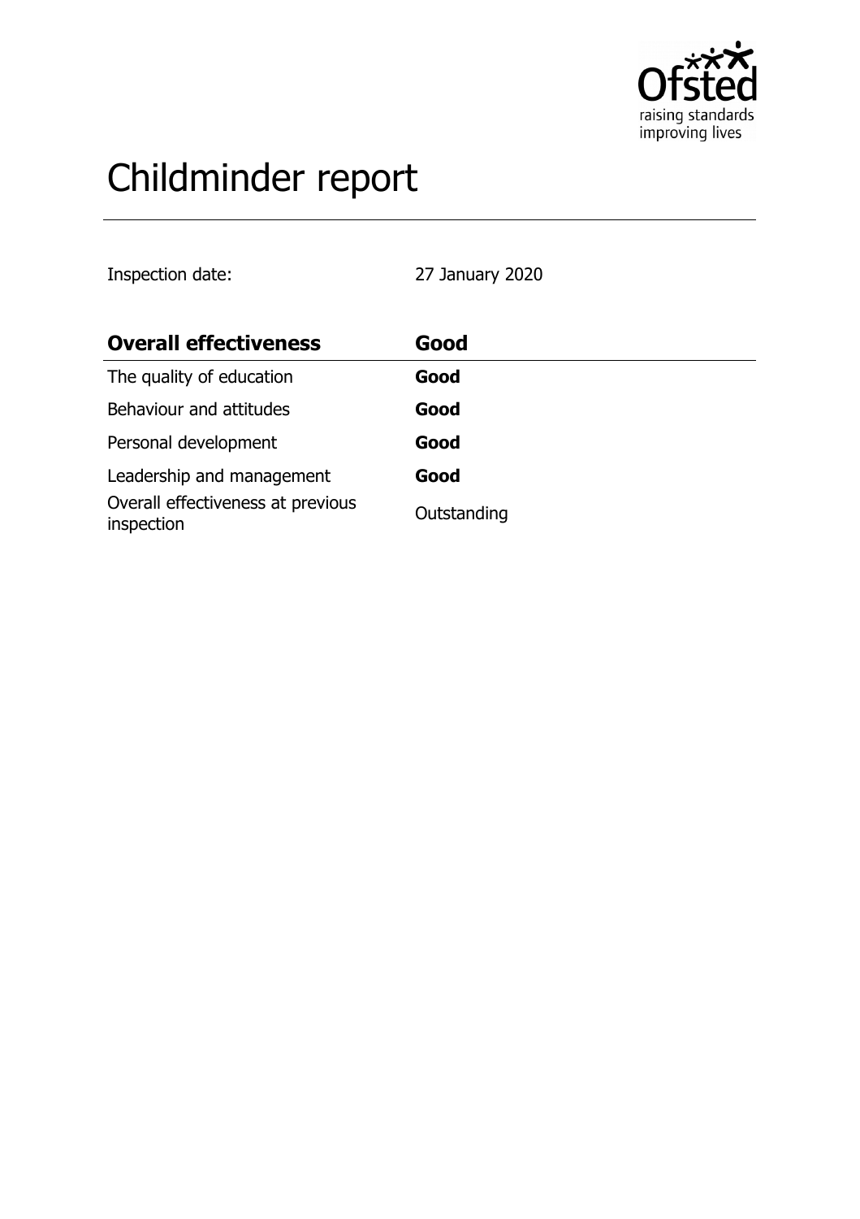# Childminder report

Inspection date: 27 January 2020

| **Overall effectiveness** | **Good** |
|---|---|
| The quality of education | **Good** |
| Behaviour and attitudes | **Good** |
| Personal development | **Good** |
| Leadership and management | **Good** |
| Overall effectiveness at previous inspection | Outstanding |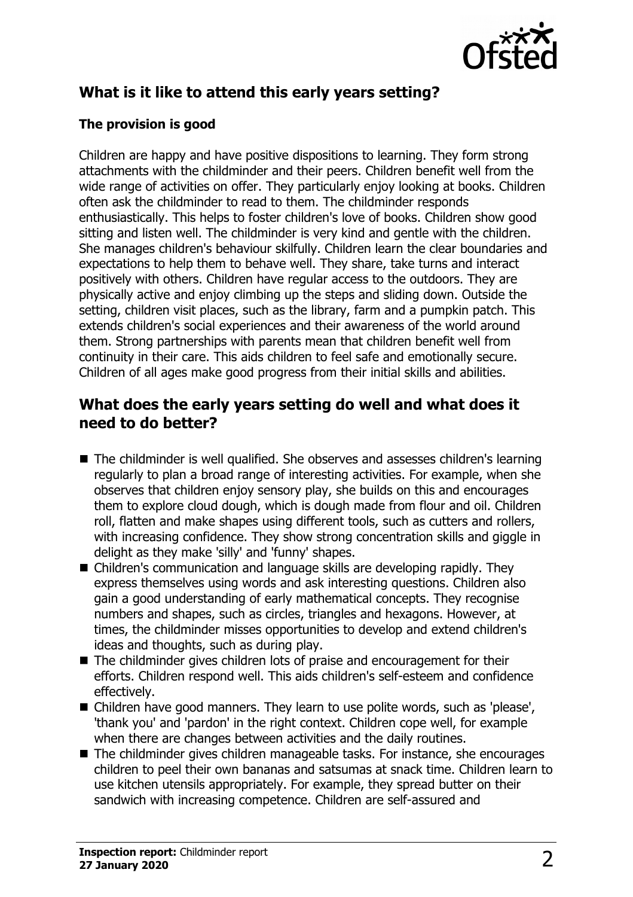## What is it like to attend this early years setting?

### The provision is good

Children are happy and have positive dispositions to learning. They form strong attachments with the childminder and their peers. Children benefit well from the wide range of activities on offer. They particularly enjoy looking at books. Children often ask the childminder to read to them. The childminder responds enthusiastically. This helps to foster children's love of books. Children show good sitting and listen well. The childminder is very kind and gentle with the children. She manages children's behaviour skilfully. Children learn the clear boundaries and expectations to help them to behave well. They share, take turns and interact positively with others. Children have regular access to the outdoors. They are physically active and enjoy climbing up the steps and sliding down. Outside the setting, children visit places, such as the library, farm and a pumpkin patch. This extends children's social experiences and their awareness of the world around them. Strong partnerships with parents mean that children benefit well from continuity in their care. This aids children to feel safe and emotionally secure. Children of all ages make good progress from their initial skills and abilities.

## What does the early years setting do well and what does it need to do better?

- The childminder is well qualified. She observes and assesses children's learning regularly to plan a broad range of interesting activities. For example, when she observes that children enjoy sensory play, she builds on this and encourages them to explore cloud dough, which is dough made from flour and oil. Children roll, flatten and make shapes using different tools, such as cutters and rollers, with increasing confidence. They show strong concentration skills and giggle in delight as they make 'silly' and 'funny' shapes.
- Children's communication and language skills are developing rapidly. They express themselves using words and ask interesting questions. Children also gain a good understanding of early mathematical concepts. They recognise numbers and shapes, such as circles, triangles and hexagons. However, at times, the childminder misses opportunities to develop and extend children's ideas and thoughts, such as during play.
- The childminder gives children lots of praise and encouragement for their efforts. Children respond well. This aids children's self-esteem and confidence effectively.
- Children have good manners. They learn to use polite words, such as 'please', 'thank you' and 'pardon' in the right context. Children cope well, for example when there are changes between activities and the daily routines.
- The childminder gives children manageable tasks. For instance, she encourages children to peel their own bananas and satsumas at snack time. Children learn to use kitchen utensils appropriately. For example, they spread butter on their sandwich with increasing competence. Children are self-assured and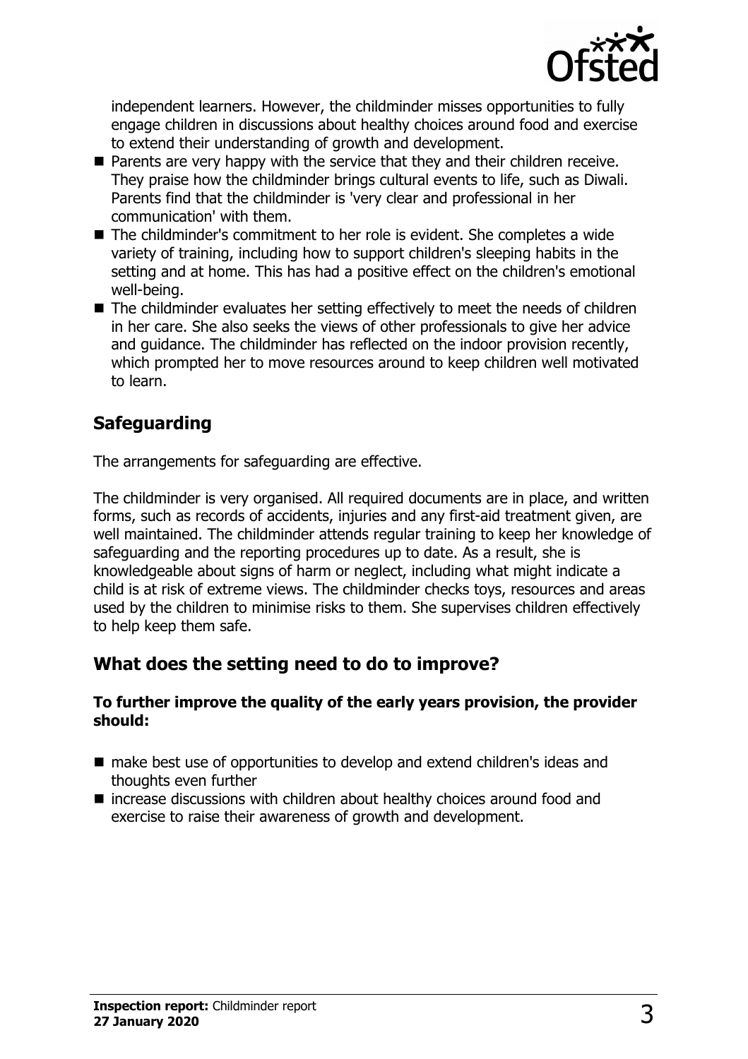independent learners. However, the childminder misses opportunities to fully engage children in discussions about healthy choices around food and exercise to extend their understanding of growth and development.

- Parents are very happy with the service that they and their children receive. They praise how the childminder brings cultural events to life, such as Diwali. Parents find that the childminder is 'very clear and professional in her communication' with them.
- The childminder's commitment to her role is evident. She completes a wide variety of training, including how to support children's sleeping habits in the setting and at home. This has had a positive effect on the children's emotional well-being.
- The childminder evaluates her setting effectively to meet the needs of children in her care. She also seeks the views of other professionals to give her advice and guidance. The childminder has reflected on the indoor provision recently, which prompted her to move resources around to keep children well motivated to learn.

## Safeguarding

The arrangements for safeguarding are effective.

The childminder is very organised. All required documents are in place, and written forms, such as records of accidents, injuries and any first-aid treatment given, are well maintained. The childminder attends regular training to keep her knowledge of safeguarding and the reporting procedures up to date. As a result, she is knowledgeable about signs of harm or neglect, including what might indicate a child is at risk of extreme views. The childminder checks toys, resources and areas used by the children to minimise risks to them. She supervises children effectively to help keep them safe.

## What does the setting need to do to improve?

**To further improve the quality of the early years provision, the provider should:**

- make best use of opportunities to develop and extend children's ideas and thoughts even further
- increase discussions with children about healthy choices around food and exercise to raise their awareness of growth and development.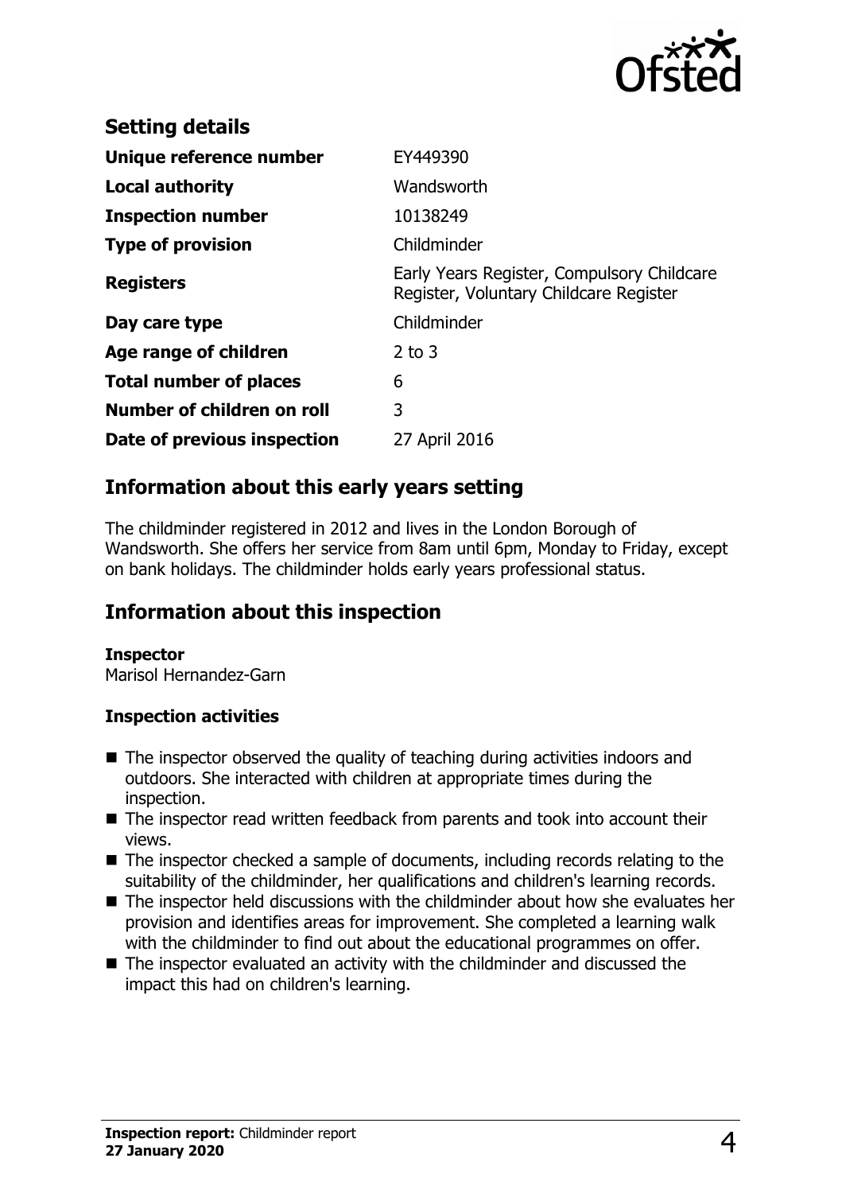## Setting details

| | |
|---|---|
| **Unique reference number** | EY449390 |
| **Local authority** | Wandsworth |
| **Inspection number** | 10138249 |
| **Type of provision** | Childminder |
| **Registers** | Early Years Register, Compulsory Childcare Register, Voluntary Childcare Register |
| **Day care type** | Childminder |
| **Age range of children** | 2 to 3 |
| **Total number of places** | 6 |
| **Number of children on roll** | 3 |
| **Date of previous inspection** | 27 April 2016 |

## Information about this early years setting

The childminder registered in 2012 and lives in the London Borough of Wandsworth. She offers her service from 8am until 6pm, Monday to Friday, except on bank holidays. The childminder holds early years professional status.

## Information about this inspection

**Inspector**
Marisol Hernandez-Garn

**Inspection activities**

- The inspector observed the quality of teaching during activities indoors and outdoors. She interacted with children at appropriate times during the inspection.
- The inspector read written feedback from parents and took into account their views.
- The inspector checked a sample of documents, including records relating to the suitability of the childminder, her qualifications and children's learning records.
- The inspector held discussions with the childminder about how she evaluates her provision and identifies areas for improvement. She completed a learning walk with the childminder to find out about the educational programmes on offer.
- The inspector evaluated an activity with the childminder and discussed the impact this had on children's learning.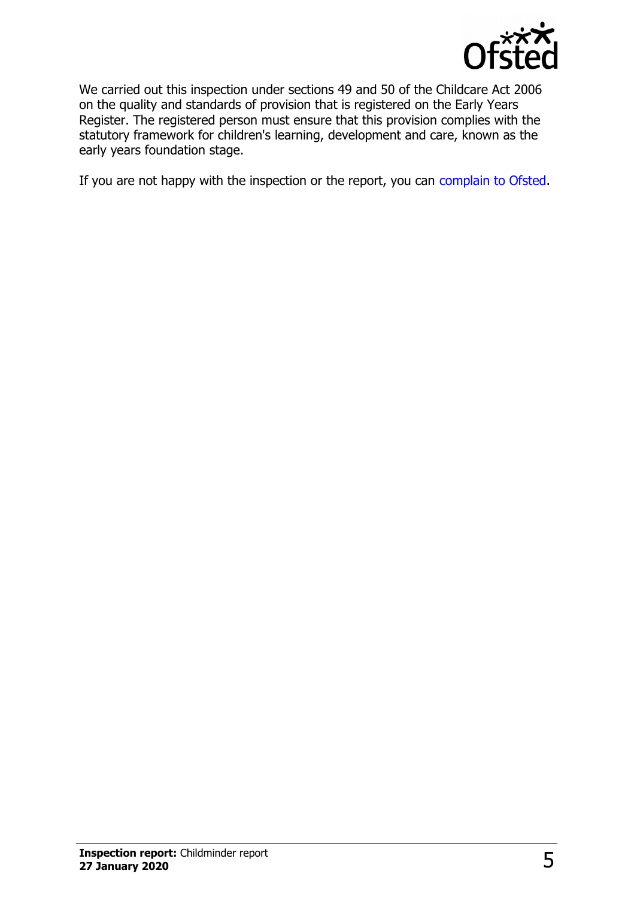We carried out this inspection under sections 49 and 50 of the Childcare Act 2006 on the quality and standards of provision that is registered on the Early Years Register. The registered person must ensure that this provision complies with the statutory framework for children's learning, development and care, known as the early years foundation stage.

If you are not happy with the inspection or the report, you can complain to Ofsted.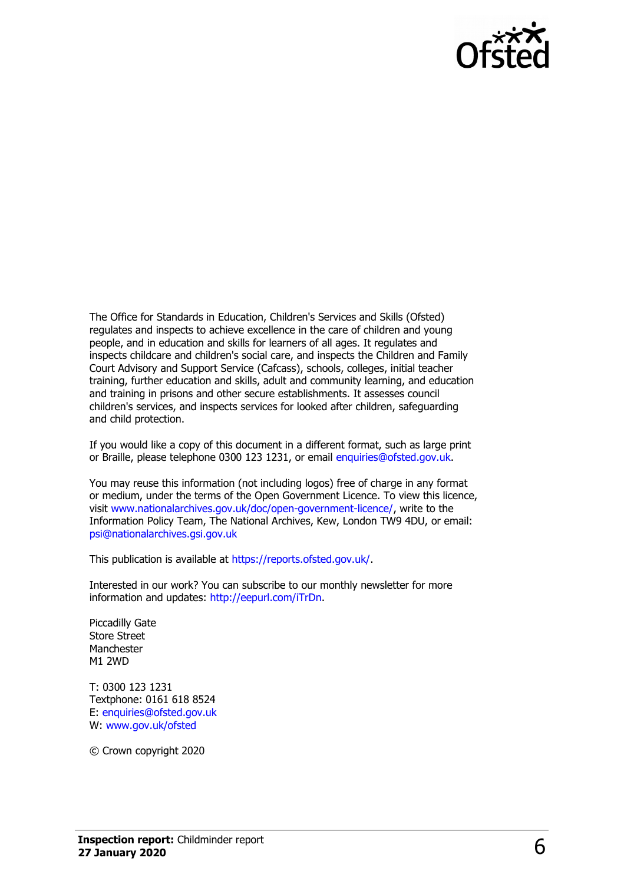The Office for Standards in Education, Children's Services and Skills (Ofsted) regulates and inspects to achieve excellence in the care of children and young people, and in education and skills for learners of all ages. It regulates and inspects childcare and children's social care, and inspects the Children and Family Court Advisory and Support Service (Cafcass), schools, colleges, initial teacher training, further education and skills, adult and community learning, and education and training in prisons and other secure establishments. It assesses council children's services, and inspects services for looked after children, safeguarding and child protection.

If you would like a copy of this document in a different format, such as large print or Braille, please telephone 0300 123 1231, or email enquiries@ofsted.gov.uk.

You may reuse this information (not including logos) free of charge in any format or medium, under the terms of the Open Government Licence. To view this licence, visit www.nationalarchives.gov.uk/doc/open-government-licence/, write to the Information Policy Team, The National Archives, Kew, London TW9 4DU, or email: psi@nationalarchives.gsi.gov.uk

This publication is available at https://reports.ofsted.gov.uk/.

Interested in our work? You can subscribe to our monthly newsletter for more information and updates: http://eepurl.com/iTrDn.

Piccadilly Gate  
Store Street  
Manchester  
M1 2WD

T: 0300 123 1231  
Textphone: 0161 618 8524  
E: enquiries@ofsted.gov.uk  
W: www.gov.uk/ofsted

© Crown copyright 2020